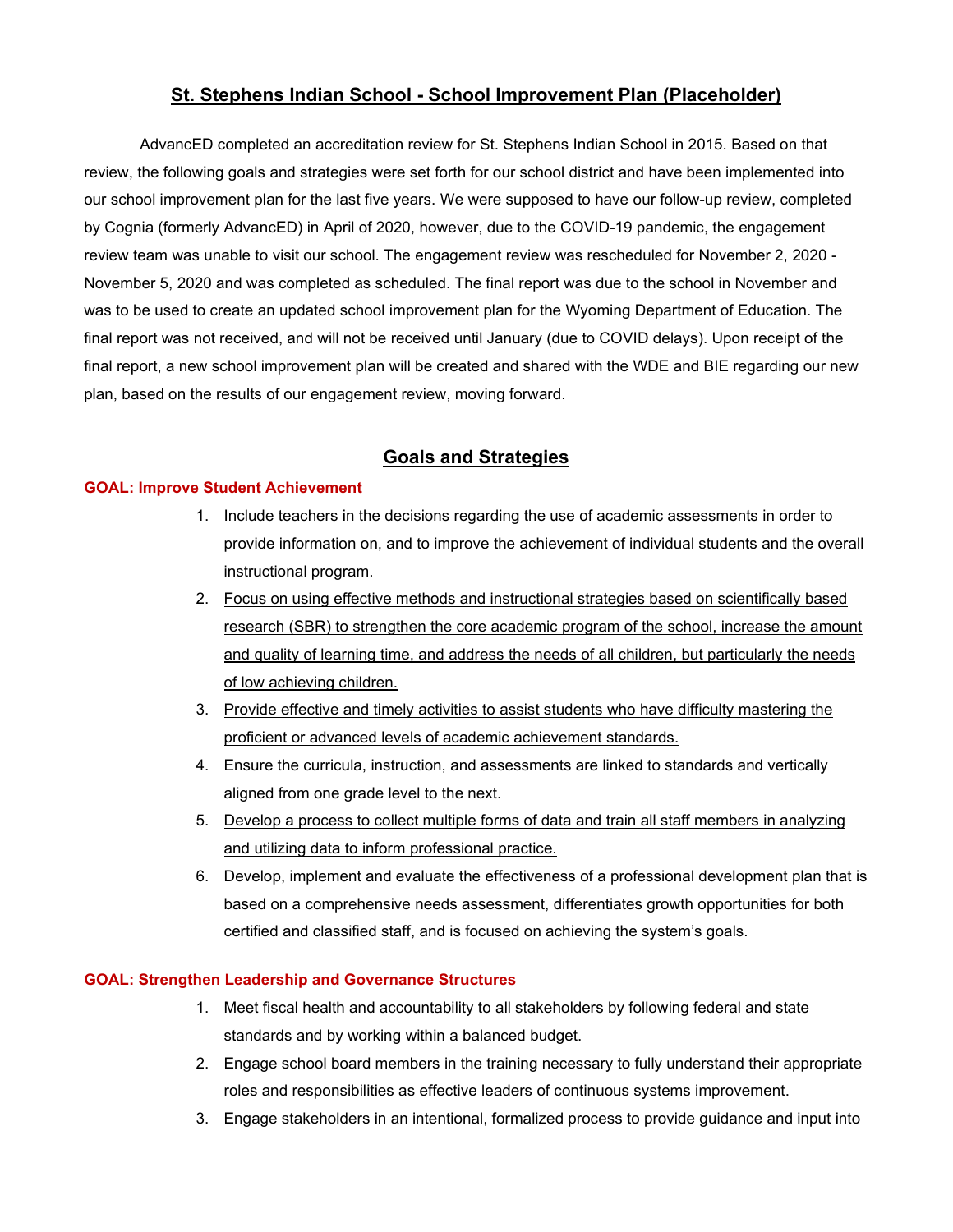# St. Stephens Indian School - School Improvement Plan (Placeholder)

AdvancED completed an accreditation review for St. Stephens Indian School in 2015. Based on that review, the following goals and strategies were set forth for our school district and have been implemented into our school improvement plan for the last five years. We were supposed to have our follow-up review, completed by Cognia (formerly AdvancED) in April of 2020, however, due to the COVID-19 pandemic, the engagement review team was unable to visit our school. The engagement review was rescheduled for November 2, 2020 - November 5, 2020 and was completed as scheduled. The final report was due to the school in November and was to be used to create an updated school improvement plan for the Wyoming Department of Education. The final report was not received, and will not be received until January (due to COVID delays). Upon receipt of the final report, a new school improvement plan will be created and shared with the WDE and BIE regarding our new plan, based on the results of our engagement review, moving forward.

## Goals and Strategies

### GOAL: Improve Student Achievement

1. Include teachers in the decisions regarding the use of academic assessments in order to provide information on, and to improve the achievement of individual students and the overall instructional program.
2. <u>Focus on using effective methods and instructional strategies based on scientifically based research (SBR) to strengthen the core academic program of the school, increase the amount and quality of learning time, and address the needs of all children, but particularly the needs of low achieving children.</u>
3. <u>Provide effective and timely activities to assist students who have difficulty mastering the proficient or advanced levels of academic achievement standards.</u>
4. Ensure the curricula, instruction, and assessments are linked to standards and vertically aligned from one grade level to the next.
5. <u>Develop a process to collect multiple forms of data and train all staff members in analyzing and utilizing data to inform professional practice.</u>
6. Develop, implement and evaluate the effectiveness of a professional development plan that is based on a comprehensive needs assessment, differentiates growth opportunities for both certified and classified staff, and is focused on achieving the system's goals.

### GOAL: Strengthen Leadership and Governance Structures

1. Meet fiscal health and accountability to all stakeholders by following federal and state standards and by working within a balanced budget.
2. Engage school board members in the training necessary to fully understand their appropriate roles and responsibilities as effective leaders of continuous systems improvement.
3. Engage stakeholders in an intentional, formalized process to provide guidance and input into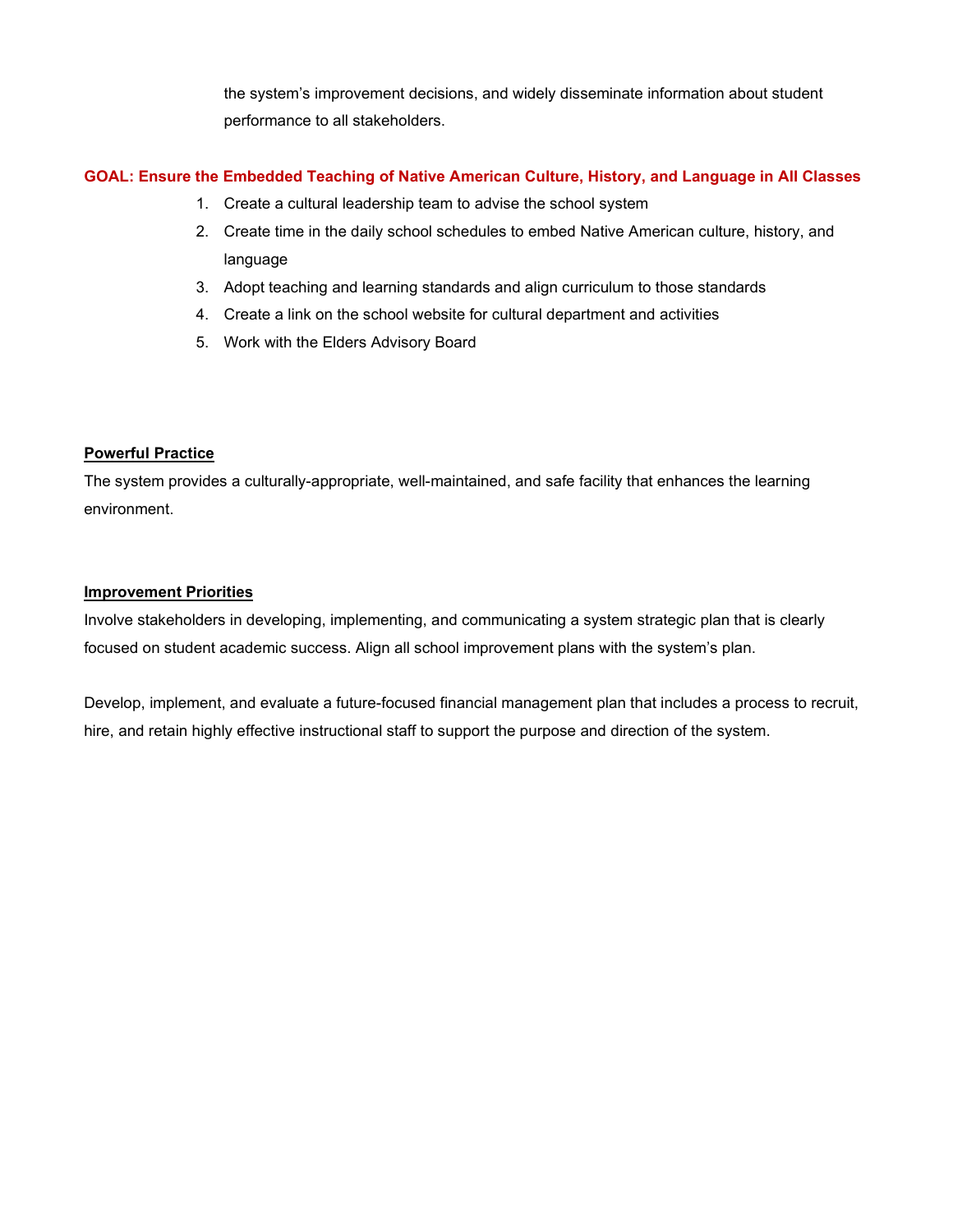the system's improvement decisions, and widely disseminate information about student performance to all stakeholders.

**GOAL: Ensure the Embedded Teaching of Native American Culture, History, and Language in All Classes**

1. Create a cultural leadership team to advise the school system
2. Create time in the daily school schedules to embed Native American culture, history, and language
3. Adopt teaching and learning standards and align curriculum to those standards
4. Create a link on the school website for cultural department and activities
5. Work with the Elders Advisory Board

**Powerful Practice**

The system provides a culturally-appropriate, well-maintained, and safe facility that enhances the learning environment.

**Improvement Priorities**

Involve stakeholders in developing, implementing, and communicating a system strategic plan that is clearly focused on student academic success. Align all school improvement plans with the system's plan.

Develop, implement, and evaluate a future-focused financial management plan that includes a process to recruit, hire, and retain highly effective instructional staff to support the purpose and direction of the system.